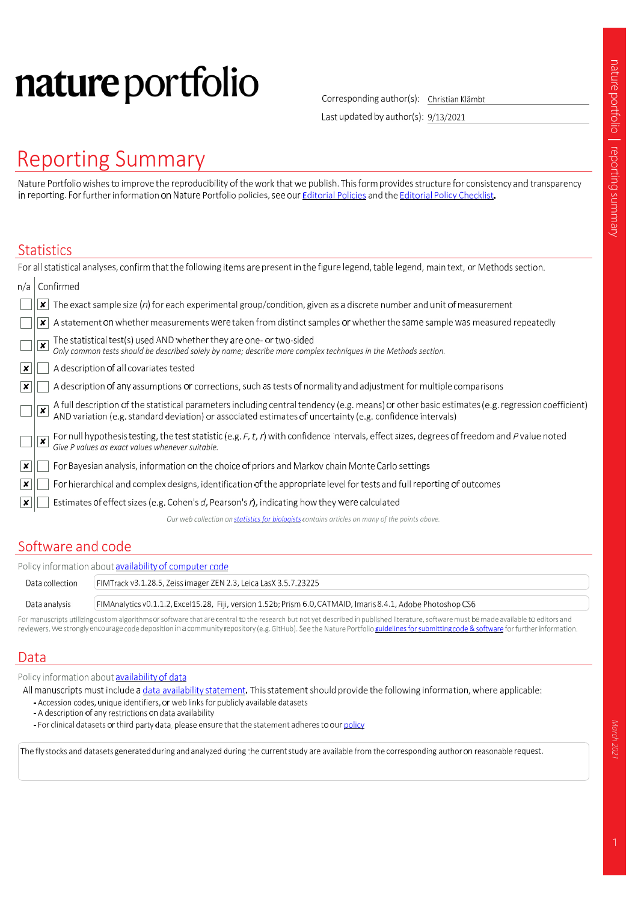# nature portfolio

Corresponding author(s): Christian Klämbt

Last updated by author(s): 9/13/2021

# Reporting Summary

Nature Portfolio wishes to improve the reproducibility of the work that we publish. This form provides structure for consistency and transparency in reporting. For further information on Nature Portfolio policies, see our Editorial Policies and the Editorial Policy Checklist.

## Statistics

For all statistical analyses, confirm that the following items are present in the figure legend, table legend, main text, or Methods section.

| n/a | Confirmed | |
|---|---|---|
| ☐ | ☒ | The exact sample size ($n$) for each experimental group/condition, given as a discrete number and unit of measurement |
| ☐ | ☒ | A statement on whether measurements were taken from distinct samples or whether the same sample was measured repeatedly |
| ☐ | ☒ | The statistical test(s) used AND whether they are one- or two-sided<br>*Only common tests should be described solely by name; describe more complex techniques in the Methods section.* |
| ☒ | ☐ | A description of all covariates tested |
| ☒ | ☐ | A description of any assumptions or corrections, such as tests of normality and adjustment for multiple comparisons |
| ☐ | ☒ | A full description of the statistical parameters including central tendency (e.g. means) or other basic estimates (e.g. regression coefficient) AND variation (e.g. standard deviation) or associated estimates of uncertainty (e.g. confidence intervals) |
| ☐ | ☒ | For null hypothesis testing, the test statistic (e.g. $F$, $t$, $r$) with confidence intervals, effect sizes, degrees of freedom and $P$ value noted<br>*Give P values as exact values whenever suitable.* |
| ☒ | ☐ | For Bayesian analysis, information on the choice of priors and Markov chain Monte Carlo settings |
| ☒ | ☐ | For hierarchical and complex designs, identification of the appropriate level for tests and full reporting of outcomes |
| ☒ | ☐ | Estimates of effect sizes (e.g. Cohen's $d$, Pearson's $r$), indicating how they were calculated |

*Our web collection on statistics for biologists contains articles on many of the points above.*

## Software and code

Policy information about availability of computer code

| | |
|---|---|
| Data collection | FIMTrack v3.1.28.5, Zeiss imager ZEN 2.3, Leica LasX 3.5.7.23225 |
| Data analysis | FIMAnalytics v0.1.1.2, Excel15.28, Fiji, version 1.52b; Prism 6.0, CATMAID, Imaris 8.4.1, Adobe Photoshop CS6 |

For manuscripts utilizing custom algorithms or software that are central to the research but not yet described in published literature, software must be made available to editors and reviewers. We strongly encourage code deposition in a community repository (e.g. GitHub). See the Nature Portfolio guidelines for submitting code & software for further information.

## Data

Policy information about availability of data

All manuscripts must include a data availability statement. This statement should provide the following information, where applicable:

- Accession codes, unique identifiers, or web links for publicly available datasets
- A description of any restrictions on data availability
- For clinical datasets or third party data, please ensure that the statement adheres to our policy

The fly stocks and datasets generated during and analyzed during the current study are available from the corresponding author on reasonable request.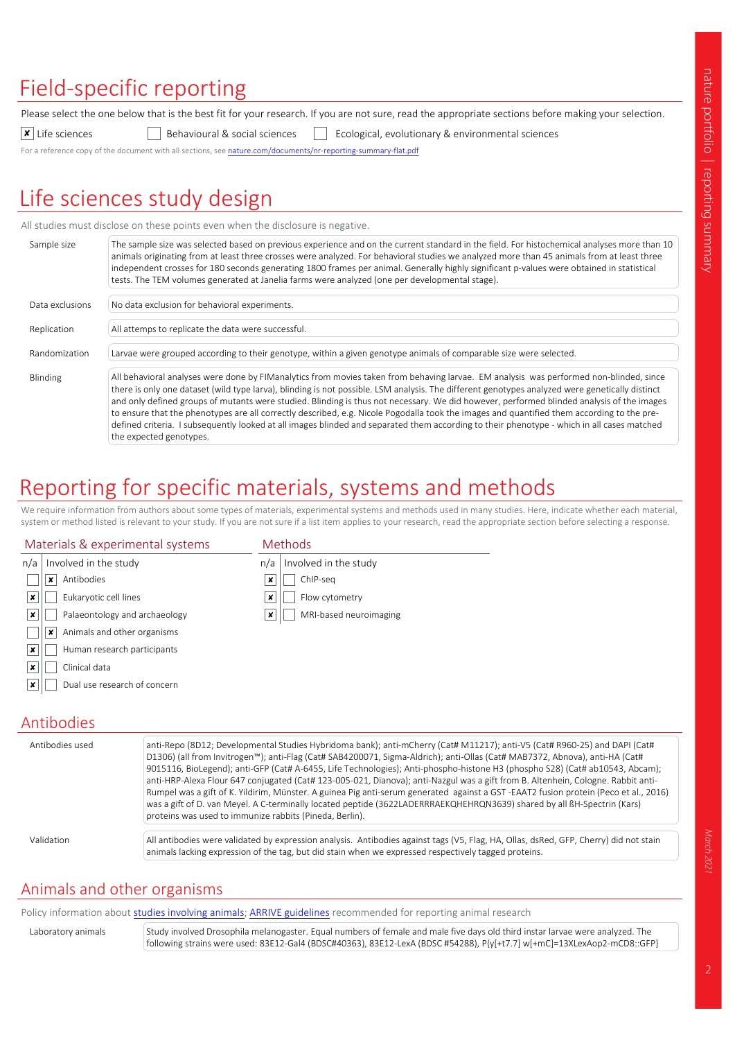# Field-specific reporting

Please select the one below that is the best fit for your research. If you are not sure, read the appropriate sections before making your selection.

- [x] Life sciences
- [ ] Behavioural & social sciences
- [ ] Ecological, evolutionary & environmental sciences

For a reference copy of the document with all sections, see nature.com/documents/nr-reporting-summary-flat.pdf

# Life sciences study design

All studies must disclose on these points even when the disclosure is negative.

| | |
|---|---|
| Sample size | The sample size was selected based on previous experience and on the current standard in the field. For histochemical analyses more than 10 animals originating from at least three crosses were analyzed. For behavioral studies we analyzed more than 45 animals from at least three independent crosses for 180 seconds generating 1800 frames per animal. Generally highly significant p-values were obtained in statistical tests. The TEM volumes generated at Janelia farms were analyzed (one per developmental stage). |
| Data exclusions | No data exclusion for behavioral experiments. |
| Replication | All attemps to replicate the data were successful. |
| Randomization | Larvae were grouped according to their genotype, within a given genotype animals of comparable size were selected. |
| Blinding | All behavioral analyses were done by FIManalytics from movies taken from behaving larvae. EM analysis was performed non-blinded, since there is only one dataset (wild type larva), blinding is not possible. LSM analysis. The different genotypes analyzed were genetically distinct and only defined groups of mutants were studied. Blinding is thus not necessary. We did however, performed blinded analysis of the images to ensure that the phenotypes are all correctly described, e.g. Nicole Pogodalla took the images and quantified them according to the pre-defined criteria. I subsequently looked at all images blinded and separated them according to their phenotype - which in all cases matched the expected genotypes. |

# Reporting for specific materials, systems and methods

We require information from authors about some types of materials, experimental systems and methods used in many studies. Here, indicate whether each material, system or method listed is relevant to your study. If you are not sure if a list item applies to your research, read the appropriate section before selecting a response.

| Materials & experimental systems | | |
|---|---|---|
| n/a | Involved in the study | |
| [ ] | [x] | Antibodies |
| [x] | [ ] | Eukaryotic cell lines |
| [x] | [ ] | Palaeontology and archaeology |
| [ ] | [x] | Animals and other organisms |
| [x] | [ ] | Human research participants |
| [x] | [ ] | Clinical data |
| [x] | [ ] | Dual use research of concern |

| Methods | | |
|---|---|---|
| n/a | Involved in the study | |
| [x] | [ ] | ChIP-seq |
| [x] | [ ] | Flow cytometry |
| [x] | [ ] | MRI-based neuroimaging |

## Antibodies

| | |
|---|---|
| Antibodies used | anti-Repo (8D12; Developmental Studies Hybridoma bank); anti-mCherry (Cat# M11217); anti-V5 (Cat# R960-25) and DAPI (Cat# D1306) (all from Invitrogen™); anti-Flag (Cat# SAB4200071, Sigma-Aldrich); anti-Ollas (Cat# MAB7372, Abnova), anti-HA (Cat# 9015116, BioLegend); anti-GFP (Cat# A-6455, Life Technologies); Anti-phospho-histone H3 (phospho S28) (Cat# ab10543, Abcam); anti-HRP-Alexa Flour 647 conjugated (Cat# 123-005-021, Dianova); anti-Nazgul was a gift from B. Altenhein, Cologne. Rabbit anti-Rumpel was a gift of K. Yildirim, Münster. A guinea Pig anti-serum generated against a GST -EAAT2 fusion protein (Peco et al., 2016) was a gift of D. van Meyel. A C-terminally located peptide (3622LADERRRAEKQHEHRQN3639) shared by all ßH-Spectrin (Kars) proteins was used to immunize rabbits (Pineda, Berlin). |
| Validation | All antibodies were validated by expression analysis. Antibodies against tags (V5, Flag, HA, Ollas, dsRed, GFP, Cherry) did not stain animals lacking expression of the tag, but did stain when we expressed respectively tagged proteins. |

## Animals and other organisms

Policy information about studies involving animals; ARRIVE guidelines recommended for reporting animal research

| | |
|---|---|
| Laboratory animals | Study involved Drosophila melanogaster. Equal numbers of female and male five days old third instar larvae were analyzed. The following strains were used: 83E12-Gal4 (BDSC#40363), 83E12-LexA (BDSC #54288), P{y[+t7.7] w[+mC]=13XLexAop2-mCD8::GFP} |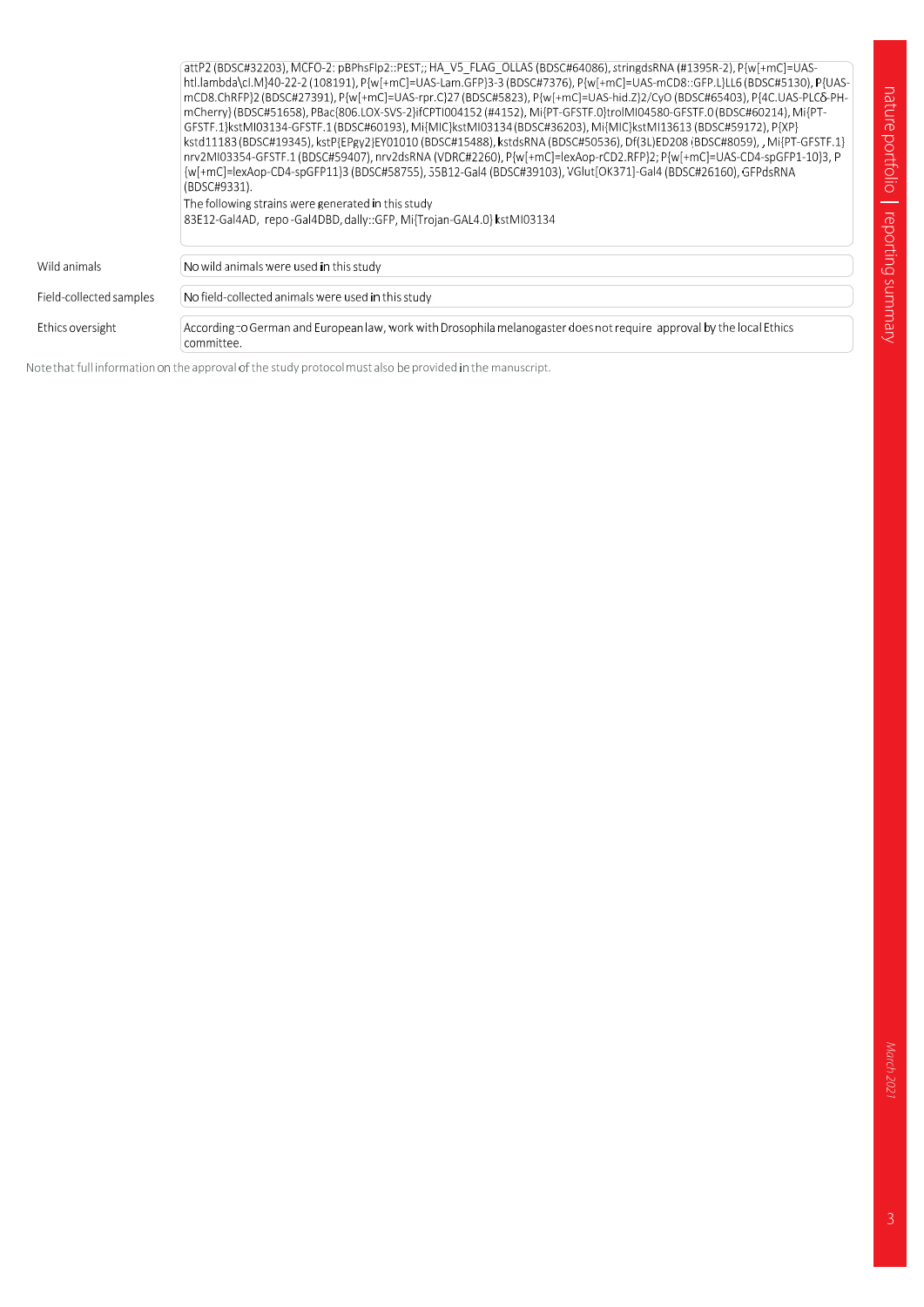| | |
|---|---|
| | attP2 (BDSC#32203), MCFO-2: pBPhsFlp2::PEST;; HA_V5_FLAG_OLLAS (BDSC#64086), stringdsRNA (#1395R-2), P{w[+mC]=UAS-htl.lambda\cl.M}40-22-2 (108191), P{w[+mC]=UAS-Lam.GFP}3-3 (BDSC#7376), P{w[+mC]=UAS-mCD8::GFP.L}LL6 (BDSC#5130), P{UAS-mCD8.ChRFP}2 (BDSC#27391), P{w[+mC]=UAS-rpr.C}27 (BDSC#5823), P{w[+mC]=UAS-hid.Z}2/CyO (BDSC#65403), P{4C.UAS-PLCδ-PH-mCherry} (BDSC#51658), PBac{806.LOX-SVS-2}ifCPTI004152 (#4152), Mi{PT-GFSTF.0}trolMI04580-GFSTF.0 (BDSC#60214), Mi{PT-GFSTF.1}kstMI03134-GFSTF.1 (BDSC#60193), Mi{MIC}kstMI03134 (BDSC#36203), Mi{MIC}kstMI13613 (BDSC#59172), P{XP}kstd11183 (BDSC#19345), kstP{EPgy2}EY01010 (BDSC#15488), kstdsRNA (BDSC#50536), Df(3L)ED208 (BDSC#8059), , Mi{PT-GFSTF.1}nrv2MI03354-GFSTF.1 (BDSC#59407), nrv2dsRNA (VDRC#2260), P{w[+mC]=lexAop-rCD2.RFP}2; P{w[+mC]=UAS-CD4-spGFP1-10}3, P{w[+mC]=lexAop-CD4-spGFP11}3 (BDSC#58755), 55B12-Gal4 (BDSC#39103), VGlut[OK371]-Gal4 (BDSC#26160), GFPdsRNA (BDSC#9331).<br>The following strains were generated in this study<br>83E12-Gal4AD, repo-Gal4DBD, dally::GFP, Mi{Trojan-GAL4.0} kstMI03134 |
| Wild animals | No wild animals were used in this study |
| Field-collected samples | No field-collected animals were used in this study |
| Ethics oversight | According to German and European law, work with Drosophila melanogaster does not require approval by the local Ethics committee. |

Note that full information on the approval of the study protocol must also be provided in the manuscript.